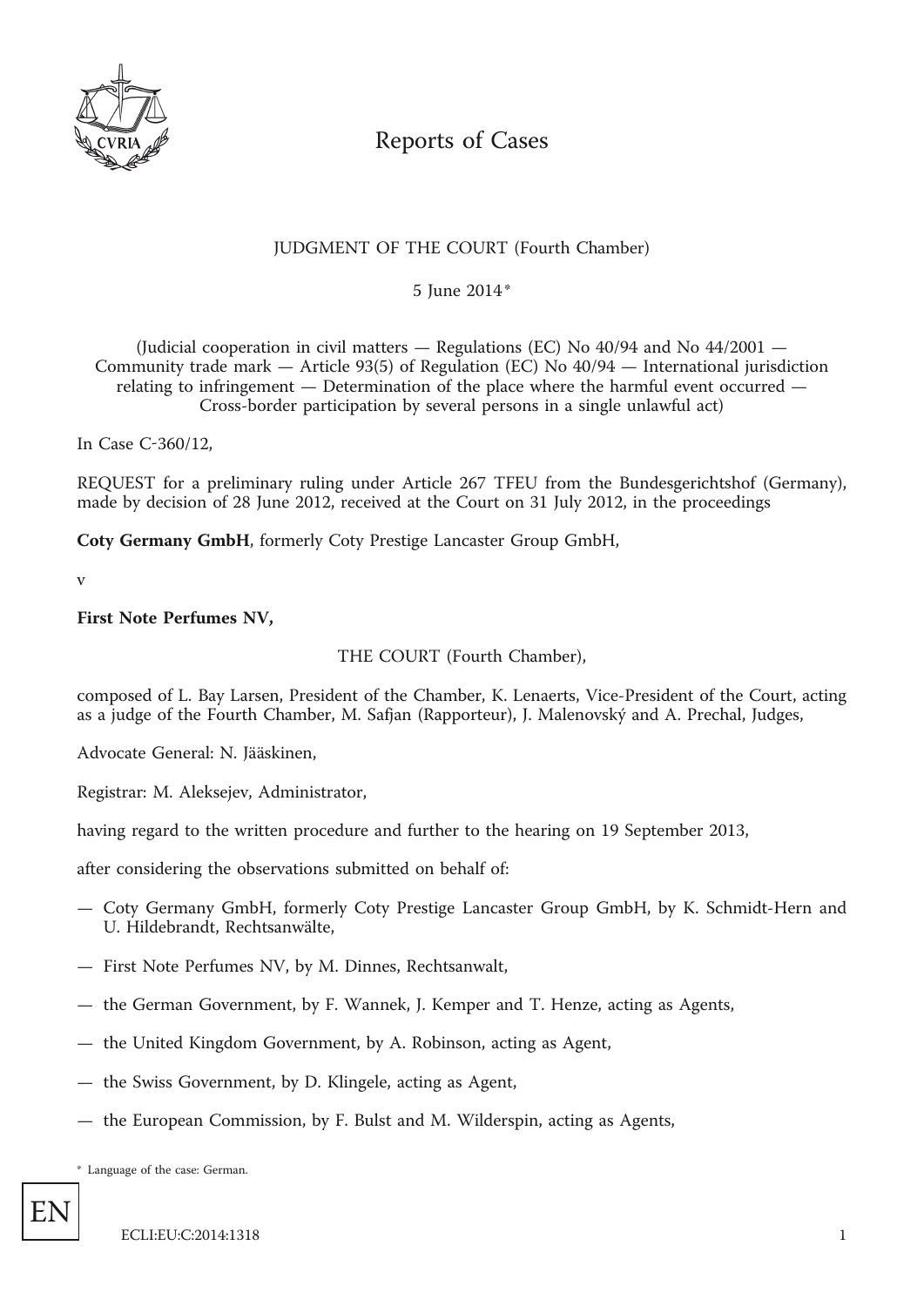# Reports of Cases

JUDGMENT OF THE COURT (Fourth Chamber)

5 June 2014*

(Judicial cooperation in civil matters — Regulations (EC) No 40/94 and No 44/2001 — Community trade mark — Article 93(5) of Regulation (EC) No 40/94 — International jurisdiction relating to infringement — Determination of the place where the harmful event occurred — Cross-border participation by several persons in a single unlawful act)

In Case C-360/12,

REQUEST for a preliminary ruling under Article 267 TFEU from the Bundesgerichtshof (Germany), made by decision of 28 June 2012, received at the Court on 31 July 2012, in the proceedings

**Coty Germany GmbH**, formerly Coty Prestige Lancaster Group GmbH,

v

**First Note Perfumes NV,**

THE COURT (Fourth Chamber),

composed of L. Bay Larsen, President of the Chamber, K. Lenaerts, Vice-President of the Court, acting as a judge of the Fourth Chamber, M. Safjan (Rapporteur), J. Malenovský and A. Prechal, Judges,

Advocate General: N. Jääskinen,

Registrar: M. Aleksejev, Administrator,

having regard to the written procedure and further to the hearing on 19 September 2013,

after considering the observations submitted on behalf of:

— Coty Germany GmbH, formerly Coty Prestige Lancaster Group GmbH, by K. Schmidt-Hern and U. Hildebrandt, Rechtsanwälte,

— First Note Perfumes NV, by M. Dinnes, Rechtsanwalt,

— the German Government, by F. Wannek, J. Kemper and T. Henze, acting as Agents,

— the United Kingdom Government, by A. Robinson, acting as Agent,

— the Swiss Government, by D. Klingele, acting as Agent,

— the European Commission, by F. Bulst and M. Wilderspin, acting as Agents,

* Language of the case: German.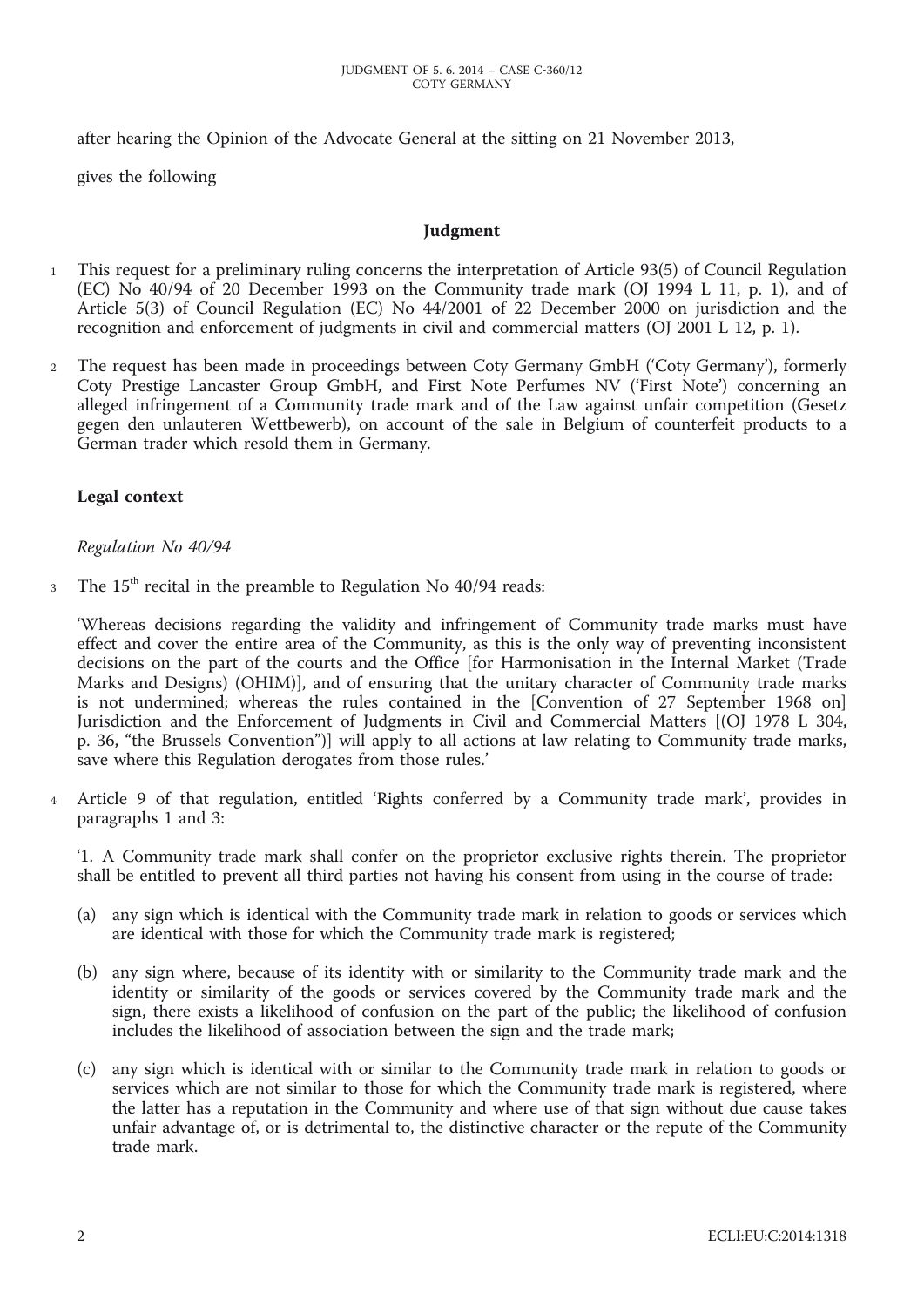after hearing the Opinion of the Advocate General at the sitting on 21 November 2013,

gives the following

## Judgment

1 This request for a preliminary ruling concerns the interpretation of Article 93(5) of Council Regulation (EC) No 40/94 of 20 December 1993 on the Community trade mark (OJ 1994 L 11, p. 1), and of Article 5(3) of Council Regulation (EC) No 44/2001 of 22 December 2000 on jurisdiction and the recognition and enforcement of judgments in civil and commercial matters (OJ 2001 L 12, p. 1).

2 The request has been made in proceedings between Coty Germany GmbH ('Coty Germany'), formerly Coty Prestige Lancaster Group GmbH, and First Note Perfumes NV ('First Note') concerning an alleged infringement of a Community trade mark and of the Law against unfair competition (Gesetz gegen den unlauteren Wettbewerb), on account of the sale in Belgium of counterfeit products to a German trader which resold them in Germany.

### Legal context

*Regulation No 40/94*

3 The 15th recital in the preamble to Regulation No 40/94 reads:

'Whereas decisions regarding the validity and infringement of Community trade marks must have effect and cover the entire area of the Community, as this is the only way of preventing inconsistent decisions on the part of the courts and the Office [for Harmonisation in the Internal Market (Trade Marks and Designs) (OHIM)], and of ensuring that the unitary character of Community trade marks is not undermined; whereas the rules contained in the [Convention of 27 September 1968 on] Jurisdiction and the Enforcement of Judgments in Civil and Commercial Matters [(OJ 1978 L 304, p. 36, "the Brussels Convention")] will apply to all actions at law relating to Community trade marks, save where this Regulation derogates from those rules.'

4 Article 9 of that regulation, entitled 'Rights conferred by a Community trade mark', provides in paragraphs 1 and 3:

'1. A Community trade mark shall confer on the proprietor exclusive rights therein. The proprietor shall be entitled to prevent all third parties not having his consent from using in the course of trade:

(a) any sign which is identical with the Community trade mark in relation to goods or services which are identical with those for which the Community trade mark is registered;

(b) any sign where, because of its identity with or similarity to the Community trade mark and the identity or similarity of the goods or services covered by the Community trade mark and the sign, there exists a likelihood of confusion on the part of the public; the likelihood of confusion includes the likelihood of association between the sign and the trade mark;

(c) any sign which is identical with or similar to the Community trade mark in relation to goods or services which are not similar to those for which the Community trade mark is registered, where the latter has a reputation in the Community and where use of that sign without due cause takes unfair advantage of, or is detrimental to, the distinctive character or the repute of the Community trade mark.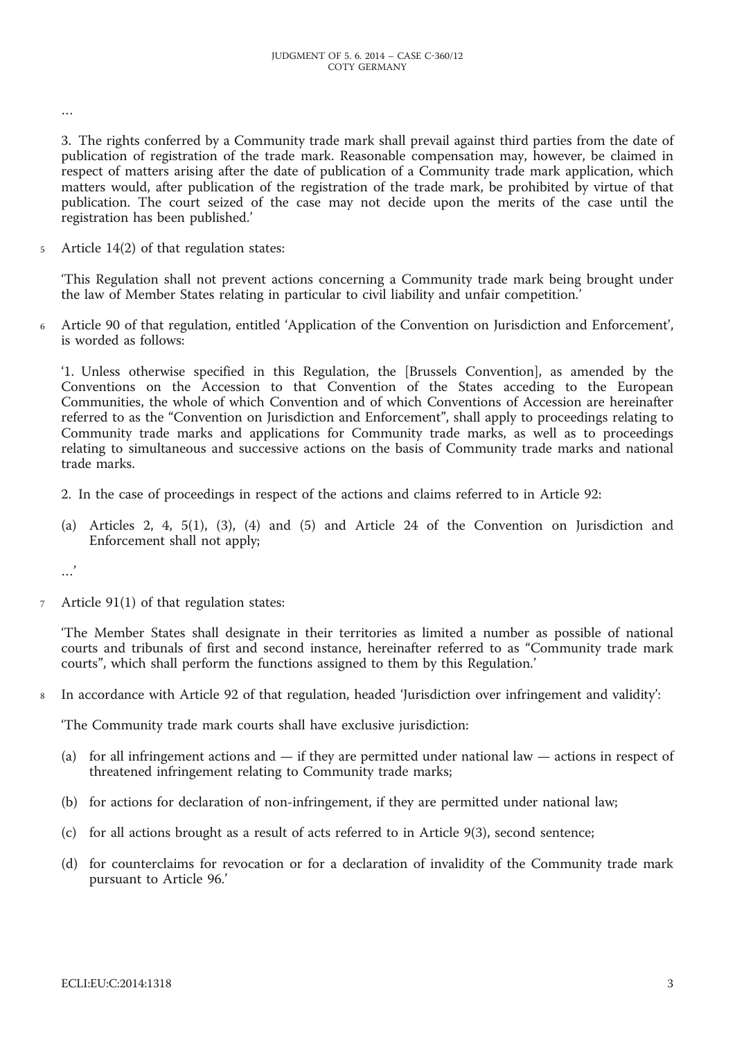…

3. The rights conferred by a Community trade mark shall prevail against third parties from the date of publication of registration of the trade mark. Reasonable compensation may, however, be claimed in respect of matters arising after the date of publication of a Community trade mark application, which matters would, after publication of the registration of the trade mark, be prohibited by virtue of that publication. The court seized of the case may not decide upon the merits of the case until the registration has been published.'

5 Article 14(2) of that regulation states:

'This Regulation shall not prevent actions concerning a Community trade mark being brought under the law of Member States relating in particular to civil liability and unfair competition.'

6 Article 90 of that regulation, entitled 'Application of the Convention on Jurisdiction and Enforcement', is worded as follows:

'1. Unless otherwise specified in this Regulation, the [Brussels Convention], as amended by the Conventions on the Accession to that Convention of the States acceding to the European Communities, the whole of which Convention and of which Conventions of Accession are hereinafter referred to as the "Convention on Jurisdiction and Enforcement", shall apply to proceedings relating to Community trade marks and applications for Community trade marks, as well as to proceedings relating to simultaneous and successive actions on the basis of Community trade marks and national trade marks.

2. In the case of proceedings in respect of the actions and claims referred to in Article 92:

(a) Articles 2, 4, 5(1), (3), (4) and (5) and Article 24 of the Convention on Jurisdiction and Enforcement shall not apply;

…'

7 Article 91(1) of that regulation states:

'The Member States shall designate in their territories as limited a number as possible of national courts and tribunals of first and second instance, hereinafter referred to as "Community trade mark courts", which shall perform the functions assigned to them by this Regulation.'

8 In accordance with Article 92 of that regulation, headed 'Jurisdiction over infringement and validity':

'The Community trade mark courts shall have exclusive jurisdiction:

(a) for all infringement actions and — if they are permitted under national law — actions in respect of threatened infringement relating to Community trade marks;

(b) for actions for declaration of non-infringement, if they are permitted under national law;

(c) for all actions brought as a result of acts referred to in Article 9(3), second sentence;

(d) for counterclaims for revocation or for a declaration of invalidity of the Community trade mark pursuant to Article 96.'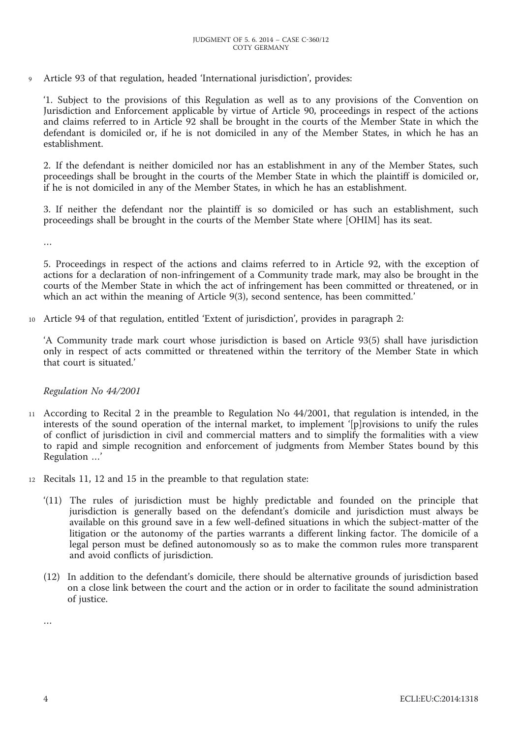9 Article 93 of that regulation, headed 'International jurisdiction', provides:

'1. Subject to the provisions of this Regulation as well as to any provisions of the Convention on Jurisdiction and Enforcement applicable by virtue of Article 90, proceedings in respect of the actions and claims referred to in Article 92 shall be brought in the courts of the Member State in which the defendant is domiciled or, if he is not domiciled in any of the Member States, in which he has an establishment.

2. If the defendant is neither domiciled nor has an establishment in any of the Member States, such proceedings shall be brought in the courts of the Member State in which the plaintiff is domiciled or, if he is not domiciled in any of the Member States, in which he has an establishment.

3. If neither the defendant nor the plaintiff is so domiciled or has such an establishment, such proceedings shall be brought in the courts of the Member State where [OHIM] has its seat.

…

5. Proceedings in respect of the actions and claims referred to in Article 92, with the exception of actions for a declaration of non-infringement of a Community trade mark, may also be brought in the courts of the Member State in which the act of infringement has been committed or threatened, or in which an act within the meaning of Article 9(3), second sentence, has been committed.'

10 Article 94 of that regulation, entitled 'Extent of jurisdiction', provides in paragraph 2:

'A Community trade mark court whose jurisdiction is based on Article 93(5) shall have jurisdiction only in respect of acts committed or threatened within the territory of the Member State in which that court is situated.'

*Regulation No 44/2001*

11 According to Recital 2 in the preamble to Regulation No 44/2001, that regulation is intended, in the interests of the sound operation of the internal market, to implement '[p]rovisions to unify the rules of conflict of jurisdiction in civil and commercial matters and to simplify the formalities with a view to rapid and simple recognition and enforcement of judgments from Member States bound by this Regulation …'

12 Recitals 11, 12 and 15 in the preamble to that regulation state:

'(11) The rules of jurisdiction must be highly predictable and founded on the principle that jurisdiction is generally based on the defendant's domicile and jurisdiction must always be available on this ground save in a few well-defined situations in which the subject-matter of the litigation or the autonomy of the parties warrants a different linking factor. The domicile of a legal person must be defined autonomously so as to make the common rules more transparent and avoid conflicts of jurisdiction.

(12) In addition to the defendant's domicile, there should be alternative grounds of jurisdiction based on a close link between the court and the action or in order to facilitate the sound administration of justice.

…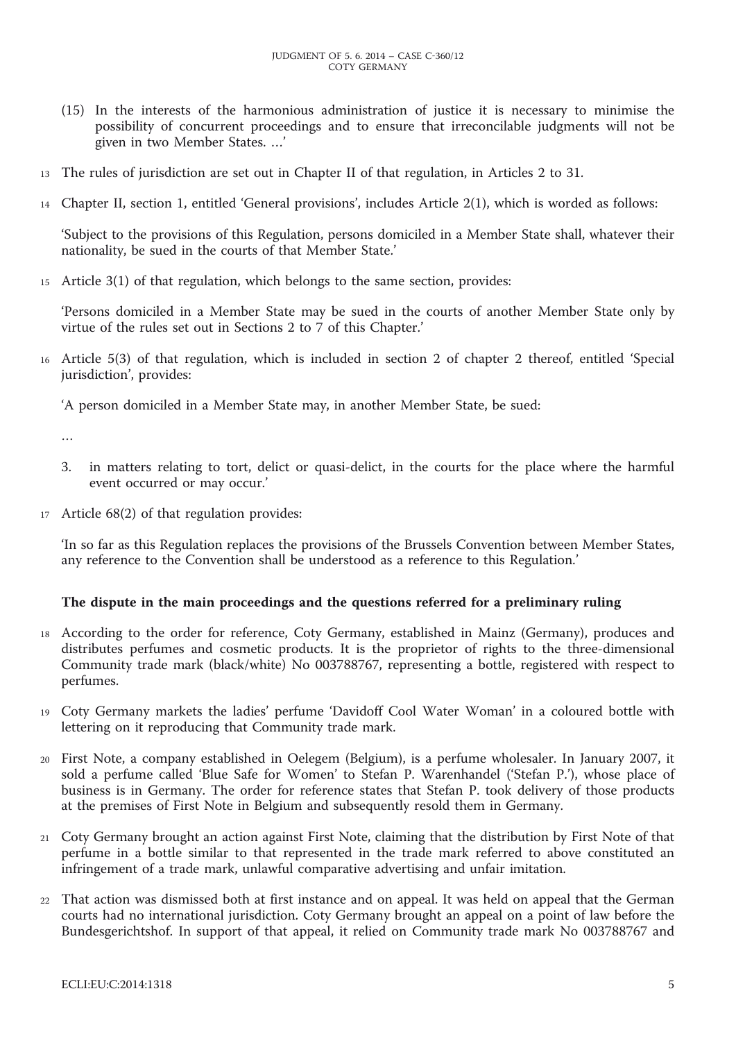(15) In the interests of the harmonious administration of justice it is necessary to minimise the possibility of concurrent proceedings and to ensure that irreconcilable judgments will not be given in two Member States. …'

13 The rules of jurisdiction are set out in Chapter II of that regulation, in Articles 2 to 31.

14 Chapter II, section 1, entitled 'General provisions', includes Article 2(1), which is worded as follows:

'Subject to the provisions of this Regulation, persons domiciled in a Member State shall, whatever their nationality, be sued in the courts of that Member State.'

15 Article 3(1) of that regulation, which belongs to the same section, provides:

'Persons domiciled in a Member State may be sued in the courts of another Member State only by virtue of the rules set out in Sections 2 to 7 of this Chapter.'

16 Article 5(3) of that regulation, which is included in section 2 of chapter 2 thereof, entitled 'Special jurisdiction', provides:

'A person domiciled in a Member State may, in another Member State, be sued:

…

3. in matters relating to tort, delict or quasi-delict, in the courts for the place where the harmful event occurred or may occur.'

17 Article 68(2) of that regulation provides:

'In so far as this Regulation replaces the provisions of the Brussels Convention between Member States, any reference to the Convention shall be understood as a reference to this Regulation.'

## The dispute in the main proceedings and the questions referred for a preliminary ruling

18 According to the order for reference, Coty Germany, established in Mainz (Germany), produces and distributes perfumes and cosmetic products. It is the proprietor of rights to the three-dimensional Community trade mark (black/white) No 003788767, representing a bottle, registered with respect to perfumes.

19 Coty Germany markets the ladies' perfume 'Davidoff Cool Water Woman' in a coloured bottle with lettering on it reproducing that Community trade mark.

20 First Note, a company established in Oelegem (Belgium), is a perfume wholesaler. In January 2007, it sold a perfume called 'Blue Safe for Women' to Stefan P. Warenhandel ('Stefan P.'), whose place of business is in Germany. The order for reference states that Stefan P. took delivery of those products at the premises of First Note in Belgium and subsequently resold them in Germany.

21 Coty Germany brought an action against First Note, claiming that the distribution by First Note of that perfume in a bottle similar to that represented in the trade mark referred to above constituted an infringement of a trade mark, unlawful comparative advertising and unfair imitation.

22 That action was dismissed both at first instance and on appeal. It was held on appeal that the German courts had no international jurisdiction. Coty Germany brought an appeal on a point of law before the Bundesgerichtshof. In support of that appeal, it relied on Community trade mark No 003788767 and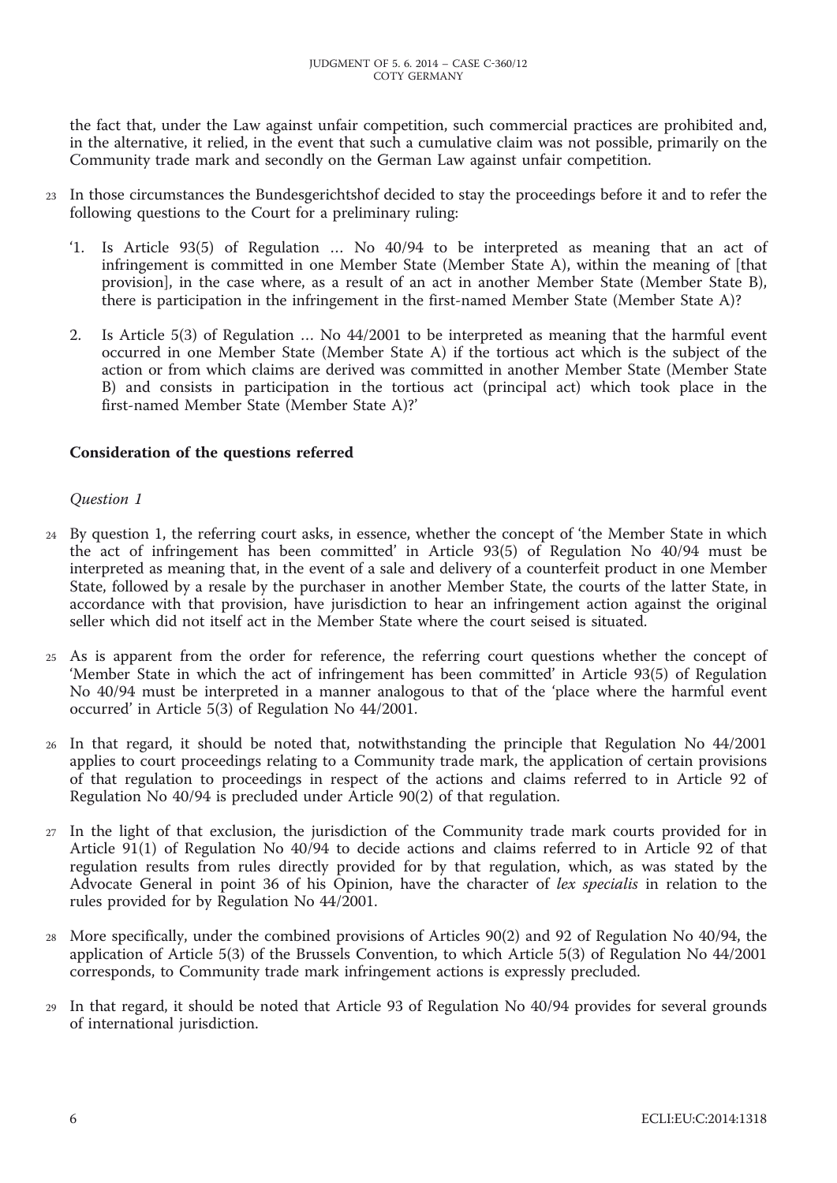the fact that, under the Law against unfair competition, such commercial practices are prohibited and, in the alternative, it relied, in the event that such a cumulative claim was not possible, primarily on the Community trade mark and secondly on the German Law against unfair competition.

23 In those circumstances the Bundesgerichtshof decided to stay the proceedings before it and to refer the following questions to the Court for a preliminary ruling:

'1. Is Article 93(5) of Regulation … No 40/94 to be interpreted as meaning that an act of infringement is committed in one Member State (Member State A), within the meaning of [that provision], in the case where, as a result of an act in another Member State (Member State B), there is participation in the infringement in the first-named Member State (Member State A)?

2. Is Article 5(3) of Regulation … No 44/2001 to be interpreted as meaning that the harmful event occurred in one Member State (Member State A) if the tortious act which is the subject of the action or from which claims are derived was committed in another Member State (Member State B) and consists in participation in the tortious act (principal act) which took place in the first-named Member State (Member State A)?'

## Consideration of the questions referred

*Question 1*

24 By question 1, the referring court asks, in essence, whether the concept of 'the Member State in which the act of infringement has been committed' in Article 93(5) of Regulation No 40/94 must be interpreted as meaning that, in the event of a sale and delivery of a counterfeit product in one Member State, followed by a resale by the purchaser in another Member State, the courts of the latter State, in accordance with that provision, have jurisdiction to hear an infringement action against the original seller which did not itself act in the Member State where the court seised is situated.

25 As is apparent from the order for reference, the referring court questions whether the concept of 'Member State in which the act of infringement has been committed' in Article 93(5) of Regulation No 40/94 must be interpreted in a manner analogous to that of the 'place where the harmful event occurred' in Article 5(3) of Regulation No 44/2001.

26 In that regard, it should be noted that, notwithstanding the principle that Regulation No 44/2001 applies to court proceedings relating to a Community trade mark, the application of certain provisions of that regulation to proceedings in respect of the actions and claims referred to in Article 92 of Regulation No 40/94 is precluded under Article 90(2) of that regulation.

27 In the light of that exclusion, the jurisdiction of the Community trade mark courts provided for in Article 91(1) of Regulation No 40/94 to decide actions and claims referred to in Article 92 of that regulation results from rules directly provided for by that regulation, which, as was stated by the Advocate General in point 36 of his Opinion, have the character of *lex specialis* in relation to the rules provided for by Regulation No 44/2001.

28 More specifically, under the combined provisions of Articles 90(2) and 92 of Regulation No 40/94, the application of Article 5(3) of the Brussels Convention, to which Article 5(3) of Regulation No 44/2001 corresponds, to Community trade mark infringement actions is expressly precluded.

29 In that regard, it should be noted that Article 93 of Regulation No 40/94 provides for several grounds of international jurisdiction.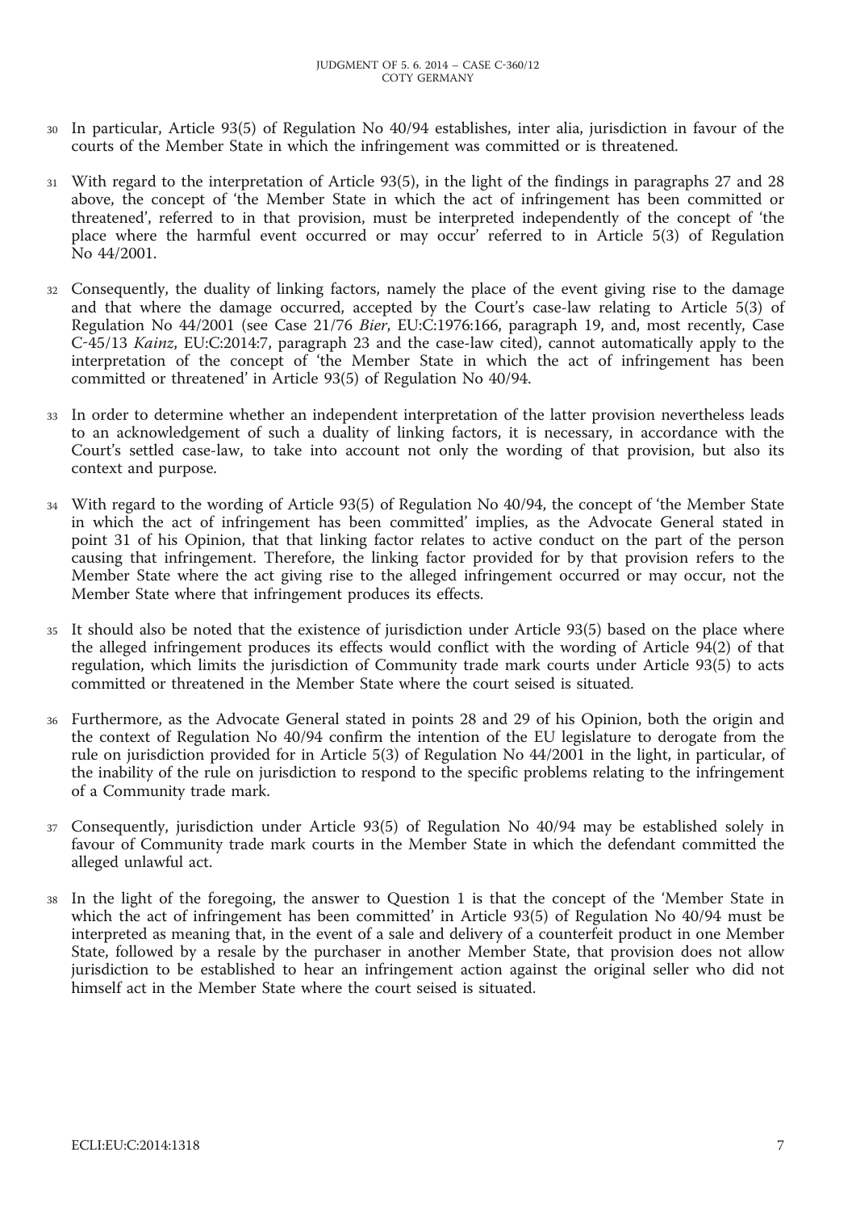30 In particular, Article 93(5) of Regulation No 40/94 establishes, inter alia, jurisdiction in favour of the courts of the Member State in which the infringement was committed or is threatened.

31 With regard to the interpretation of Article 93(5), in the light of the findings in paragraphs 27 and 28 above, the concept of 'the Member State in which the act of infringement has been committed or threatened', referred to in that provision, must be interpreted independently of the concept of 'the place where the harmful event occurred or may occur' referred to in Article 5(3) of Regulation No 44/2001.

32 Consequently, the duality of linking factors, namely the place of the event giving rise to the damage and that where the damage occurred, accepted by the Court's case-law relating to Article 5(3) of Regulation No 44/2001 (see Case 21/76 *Bier*, EU:C:1976:166, paragraph 19, and, most recently, Case C-45/13 *Kainz*, EU:C:2014:7, paragraph 23 and the case-law cited), cannot automatically apply to the interpretation of the concept of 'the Member State in which the act of infringement has been committed or threatened' in Article 93(5) of Regulation No 40/94.

33 In order to determine whether an independent interpretation of the latter provision nevertheless leads to an acknowledgement of such a duality of linking factors, it is necessary, in accordance with the Court's settled case-law, to take into account not only the wording of that provision, but also its context and purpose.

34 With regard to the wording of Article 93(5) of Regulation No 40/94, the concept of 'the Member State in which the act of infringement has been committed' implies, as the Advocate General stated in point 31 of his Opinion, that that linking factor relates to active conduct on the part of the person causing that infringement. Therefore, the linking factor provided for by that provision refers to the Member State where the act giving rise to the alleged infringement occurred or may occur, not the Member State where that infringement produces its effects.

35 It should also be noted that the existence of jurisdiction under Article 93(5) based on the place where the alleged infringement produces its effects would conflict with the wording of Article 94(2) of that regulation, which limits the jurisdiction of Community trade mark courts under Article 93(5) to acts committed or threatened in the Member State where the court seised is situated.

36 Furthermore, as the Advocate General stated in points 28 and 29 of his Opinion, both the origin and the context of Regulation No 40/94 confirm the intention of the EU legislature to derogate from the rule on jurisdiction provided for in Article 5(3) of Regulation No 44/2001 in the light, in particular, of the inability of the rule on jurisdiction to respond to the specific problems relating to the infringement of a Community trade mark.

37 Consequently, jurisdiction under Article 93(5) of Regulation No 40/94 may be established solely in favour of Community trade mark courts in the Member State in which the defendant committed the alleged unlawful act.

38 In the light of the foregoing, the answer to Question 1 is that the concept of the 'Member State in which the act of infringement has been committed' in Article 93(5) of Regulation No 40/94 must be interpreted as meaning that, in the event of a sale and delivery of a counterfeit product in one Member State, followed by a resale by the purchaser in another Member State, that provision does not allow jurisdiction to be established to hear an infringement action against the original seller who did not himself act in the Member State where the court seised is situated.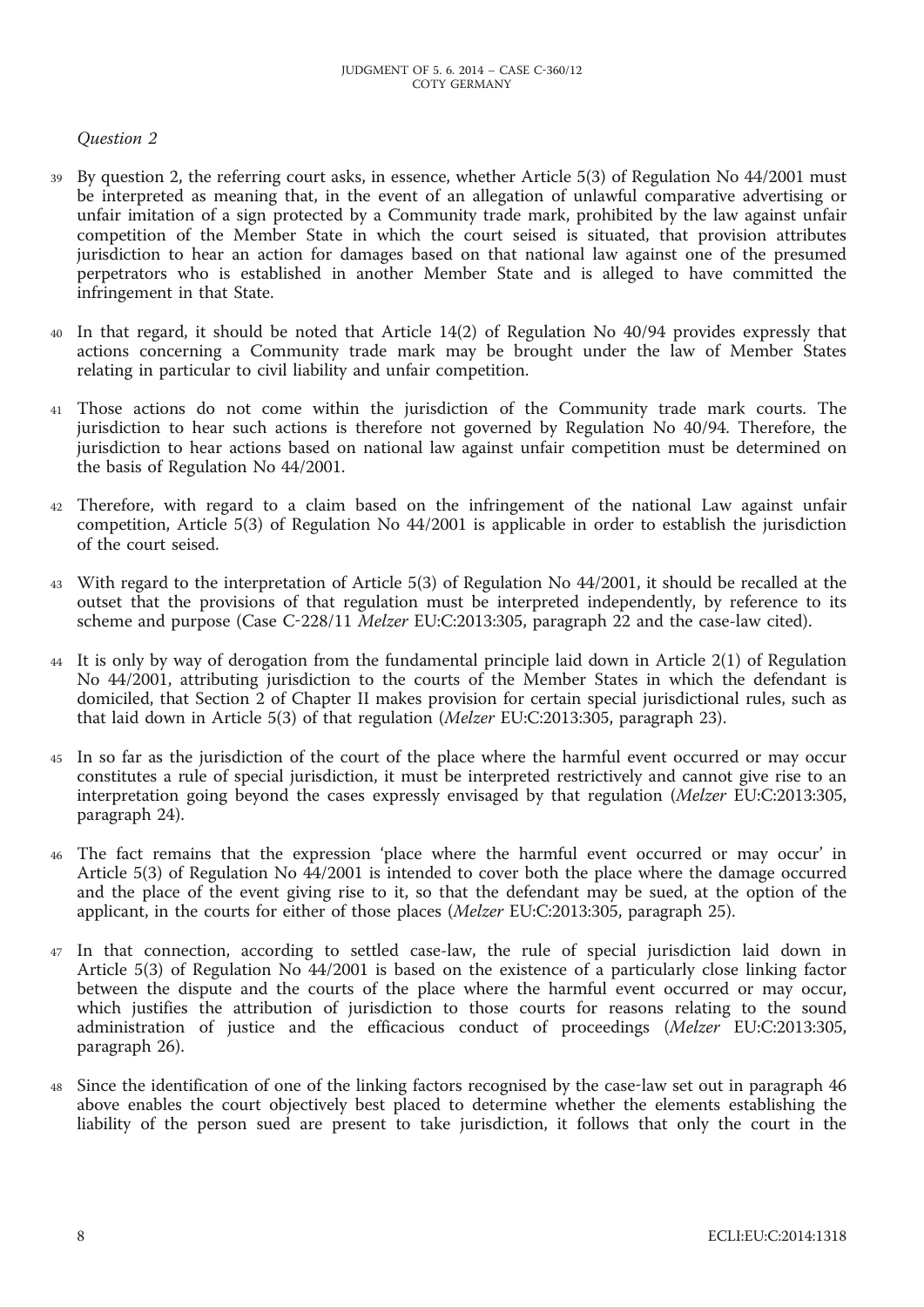*Question 2*

39 By question 2, the referring court asks, in essence, whether Article 5(3) of Regulation No 44/2001 must be interpreted as meaning that, in the event of an allegation of unlawful comparative advertising or unfair imitation of a sign protected by a Community trade mark, prohibited by the law against unfair competition of the Member State in which the court seised is situated, that provision attributes jurisdiction to hear an action for damages based on that national law against one of the presumed perpetrators who is established in another Member State and is alleged to have committed the infringement in that State.

40 In that regard, it should be noted that Article 14(2) of Regulation No 40/94 provides expressly that actions concerning a Community trade mark may be brought under the law of Member States relating in particular to civil liability and unfair competition.

41 Those actions do not come within the jurisdiction of the Community trade mark courts. The jurisdiction to hear such actions is therefore not governed by Regulation No 40/94. Therefore, the jurisdiction to hear actions based on national law against unfair competition must be determined on the basis of Regulation No 44/2001.

42 Therefore, with regard to a claim based on the infringement of the national Law against unfair competition, Article 5(3) of Regulation No 44/2001 is applicable in order to establish the jurisdiction of the court seised.

43 With regard to the interpretation of Article 5(3) of Regulation No 44/2001, it should be recalled at the outset that the provisions of that regulation must be interpreted independently, by reference to its scheme and purpose (Case C-228/11 *Melzer* EU:C:2013:305, paragraph 22 and the case-law cited).

44 It is only by way of derogation from the fundamental principle laid down in Article 2(1) of Regulation No 44/2001, attributing jurisdiction to the courts of the Member States in which the defendant is domiciled, that Section 2 of Chapter II makes provision for certain special jurisdictional rules, such as that laid down in Article 5(3) of that regulation (*Melzer* EU:C:2013:305, paragraph 23).

45 In so far as the jurisdiction of the court of the place where the harmful event occurred or may occur constitutes a rule of special jurisdiction, it must be interpreted restrictively and cannot give rise to an interpretation going beyond the cases expressly envisaged by that regulation (*Melzer* EU:C:2013:305, paragraph 24).

46 The fact remains that the expression 'place where the harmful event occurred or may occur' in Article 5(3) of Regulation No 44/2001 is intended to cover both the place where the damage occurred and the place of the event giving rise to it, so that the defendant may be sued, at the option of the applicant, in the courts for either of those places (*Melzer* EU:C:2013:305, paragraph 25).

47 In that connection, according to settled case-law, the rule of special jurisdiction laid down in Article 5(3) of Regulation No 44/2001 is based on the existence of a particularly close linking factor between the dispute and the courts of the place where the harmful event occurred or may occur, which justifies the attribution of jurisdiction to those courts for reasons relating to the sound administration of justice and the efficacious conduct of proceedings (*Melzer* EU:C:2013:305, paragraph 26).

48 Since the identification of one of the linking factors recognised by the case-law set out in paragraph 46 above enables the court objectively best placed to determine whether the elements establishing the liability of the person sued are present to take jurisdiction, it follows that only the court in the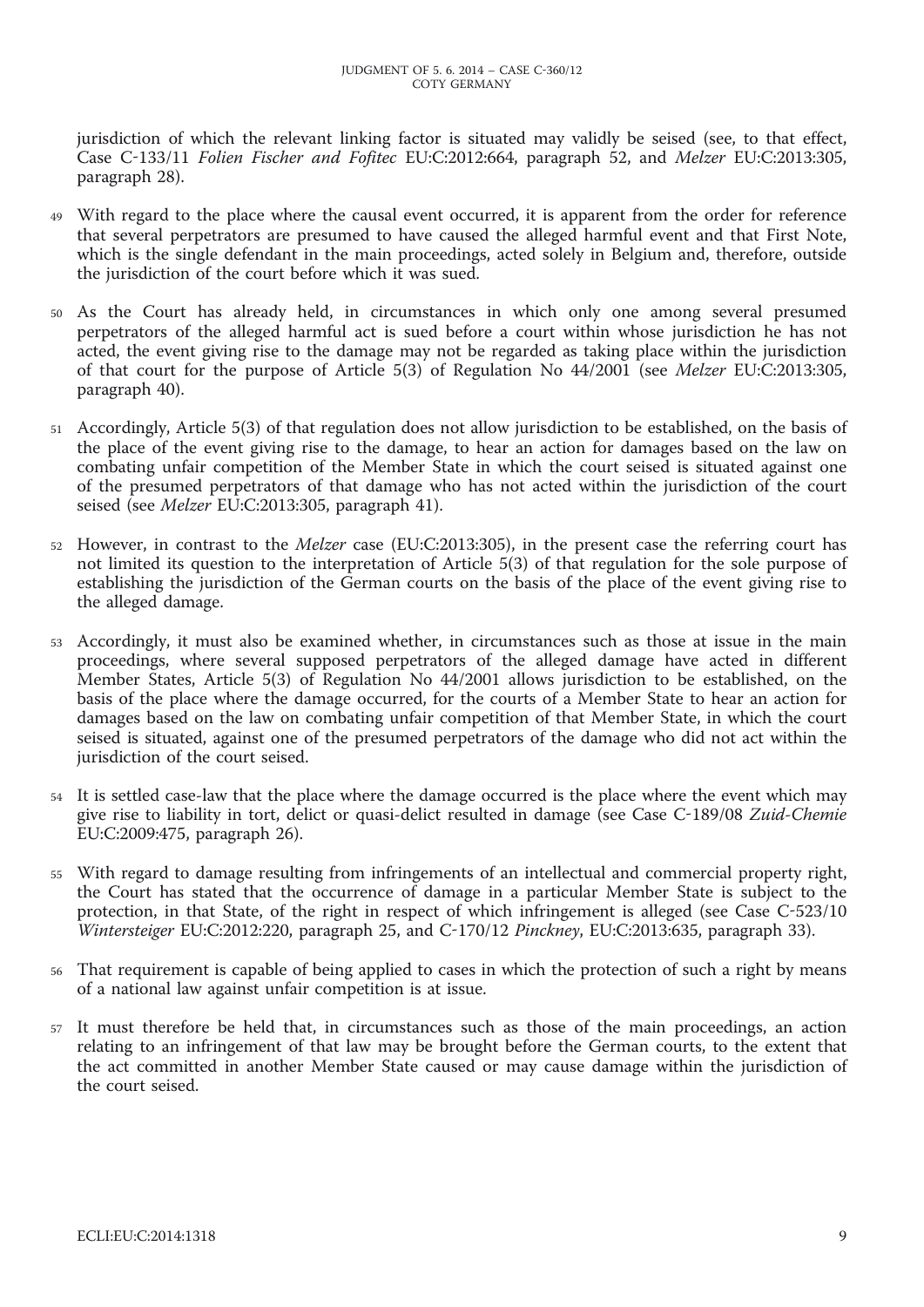jurisdiction of which the relevant linking factor is situated may validly be seised (see, to that effect, Case C-133/11 *Folien Fischer and Fofitec* EU:C:2012:664, paragraph 52, and *Melzer* EU:C:2013:305, paragraph 28).

49 With regard to the place where the causal event occurred, it is apparent from the order for reference that several perpetrators are presumed to have caused the alleged harmful event and that First Note, which is the single defendant in the main proceedings, acted solely in Belgium and, therefore, outside the jurisdiction of the court before which it was sued.

50 As the Court has already held, in circumstances in which only one among several presumed perpetrators of the alleged harmful act is sued before a court within whose jurisdiction he has not acted, the event giving rise to the damage may not be regarded as taking place within the jurisdiction of that court for the purpose of Article 5(3) of Regulation No 44/2001 (see *Melzer* EU:C:2013:305, paragraph 40).

51 Accordingly, Article 5(3) of that regulation does not allow jurisdiction to be established, on the basis of the place of the event giving rise to the damage, to hear an action for damages based on the law on combating unfair competition of the Member State in which the court seised is situated against one of the presumed perpetrators of that damage who has not acted within the jurisdiction of the court seised (see *Melzer* EU:C:2013:305, paragraph 41).

52 However, in contrast to the *Melzer* case (EU:C:2013:305), in the present case the referring court has not limited its question to the interpretation of Article 5(3) of that regulation for the sole purpose of establishing the jurisdiction of the German courts on the basis of the place of the event giving rise to the alleged damage.

53 Accordingly, it must also be examined whether, in circumstances such as those at issue in the main proceedings, where several supposed perpetrators of the alleged damage have acted in different Member States, Article 5(3) of Regulation No 44/2001 allows jurisdiction to be established, on the basis of the place where the damage occurred, for the courts of a Member State to hear an action for damages based on the law on combating unfair competition of that Member State, in which the court seised is situated, against one of the presumed perpetrators of the damage who did not act within the jurisdiction of the court seised.

54 It is settled case-law that the place where the damage occurred is the place where the event which may give rise to liability in tort, delict or quasi-delict resulted in damage (see Case C-189/08 *Zuid-Chemie* EU:C:2009:475, paragraph 26).

55 With regard to damage resulting from infringements of an intellectual and commercial property right, the Court has stated that the occurrence of damage in a particular Member State is subject to the protection, in that State, of the right in respect of which infringement is alleged (see Case C-523/10 *Wintersteiger* EU:C:2012:220, paragraph 25, and C-170/12 *Pinckney*, EU:C:2013:635, paragraph 33).

56 That requirement is capable of being applied to cases in which the protection of such a right by means of a national law against unfair competition is at issue.

57 It must therefore be held that, in circumstances such as those of the main proceedings, an action relating to an infringement of that law may be brought before the German courts, to the extent that the act committed in another Member State caused or may cause damage within the jurisdiction of the court seised.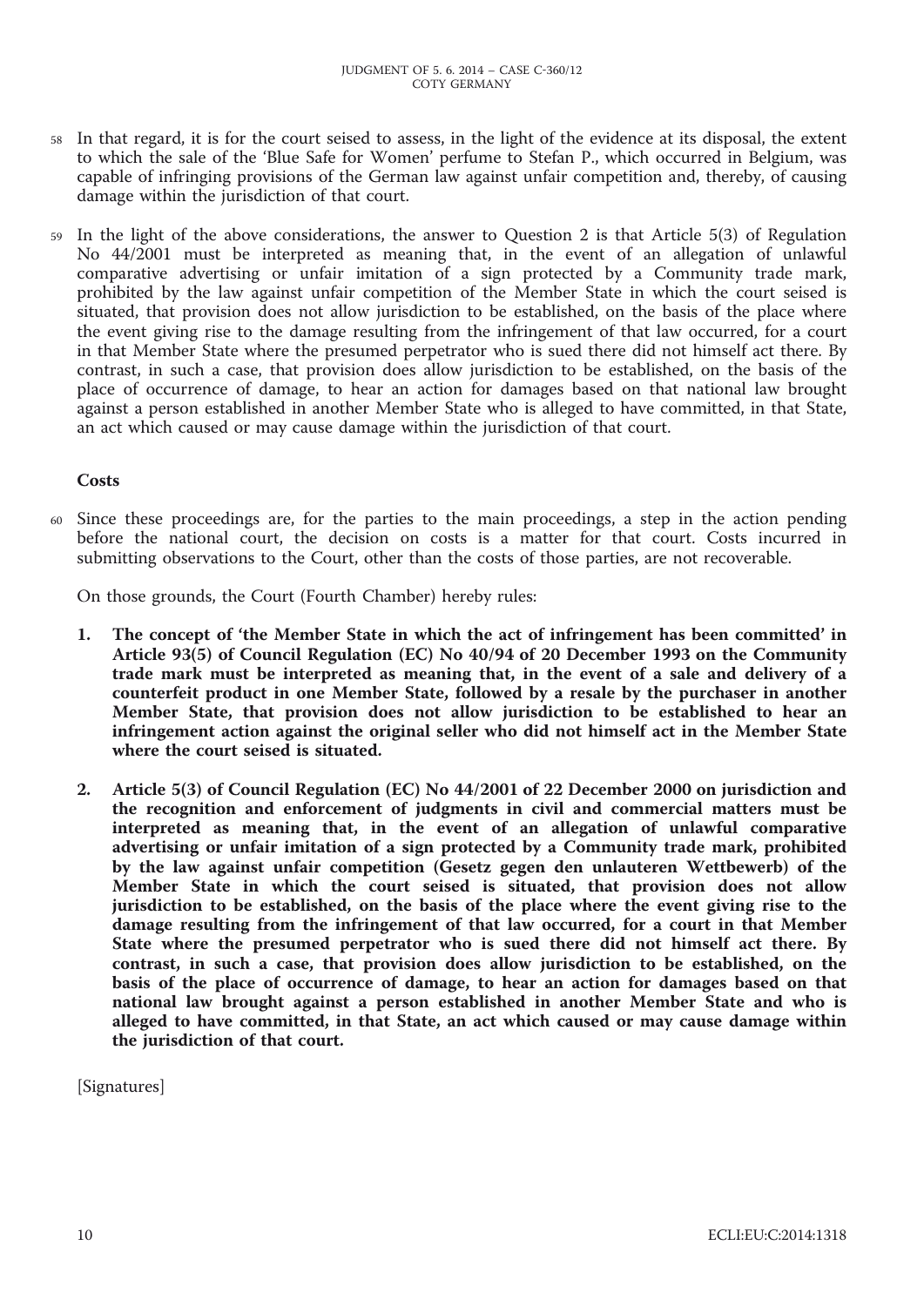58 In that regard, it is for the court seised to assess, in the light of the evidence at its disposal, the extent to which the sale of the 'Blue Safe for Women' perfume to Stefan P., which occurred in Belgium, was capable of infringing provisions of the German law against unfair competition and, thereby, of causing damage within the jurisdiction of that court.

59 In the light of the above considerations, the answer to Question 2 is that Article 5(3) of Regulation No 44/2001 must be interpreted as meaning that, in the event of an allegation of unlawful comparative advertising or unfair imitation of a sign protected by a Community trade mark, prohibited by the law against unfair competition of the Member State in which the court seised is situated, that provision does not allow jurisdiction to be established, on the basis of the place where the event giving rise to the damage resulting from the infringement of that law occurred, for a court in that Member State where the presumed perpetrator who is sued there did not himself act there. By contrast, in such a case, that provision does allow jurisdiction to be established, on the basis of the place of occurrence of damage, to hear an action for damages based on that national law brought against a person established in another Member State who is alleged to have committed, in that State, an act which caused or may cause damage within the jurisdiction of that court.

## Costs

60 Since these proceedings are, for the parties to the main proceedings, a step in the action pending before the national court, the decision on costs is a matter for that court. Costs incurred in submitting observations to the Court, other than the costs of those parties, are not recoverable.

On those grounds, the Court (Fourth Chamber) hereby rules:

1. **The concept of 'the Member State in which the act of infringement has been committed' in Article 93(5) of Council Regulation (EC) No 40/94 of 20 December 1993 on the Community trade mark must be interpreted as meaning that, in the event of a sale and delivery of a counterfeit product in one Member State, followed by a resale by the purchaser in another Member State, that provision does not allow jurisdiction to be established to hear an infringement action against the original seller who did not himself act in the Member State where the court seised is situated.**

2. **Article 5(3) of Council Regulation (EC) No 44/2001 of 22 December 2000 on jurisdiction and the recognition and enforcement of judgments in civil and commercial matters must be interpreted as meaning that, in the event of an allegation of unlawful comparative advertising or unfair imitation of a sign protected by a Community trade mark, prohibited by the law against unfair competition (Gesetz gegen den unlauteren Wettbewerb) of the Member State in which the court seised is situated, that provision does not allow jurisdiction to be established, on the basis of the place where the event giving rise to the damage resulting from the infringement of that law occurred, for a court in that Member State where the presumed perpetrator who is sued there did not himself act there. By contrast, in such a case, that provision does allow jurisdiction to be established, on the basis of the place of occurrence of damage, to hear an action for damages based on that national law brought against a person established in another Member State and who is alleged to have committed, in that State, an act which caused or may cause damage within the jurisdiction of that court.**

[Signatures]